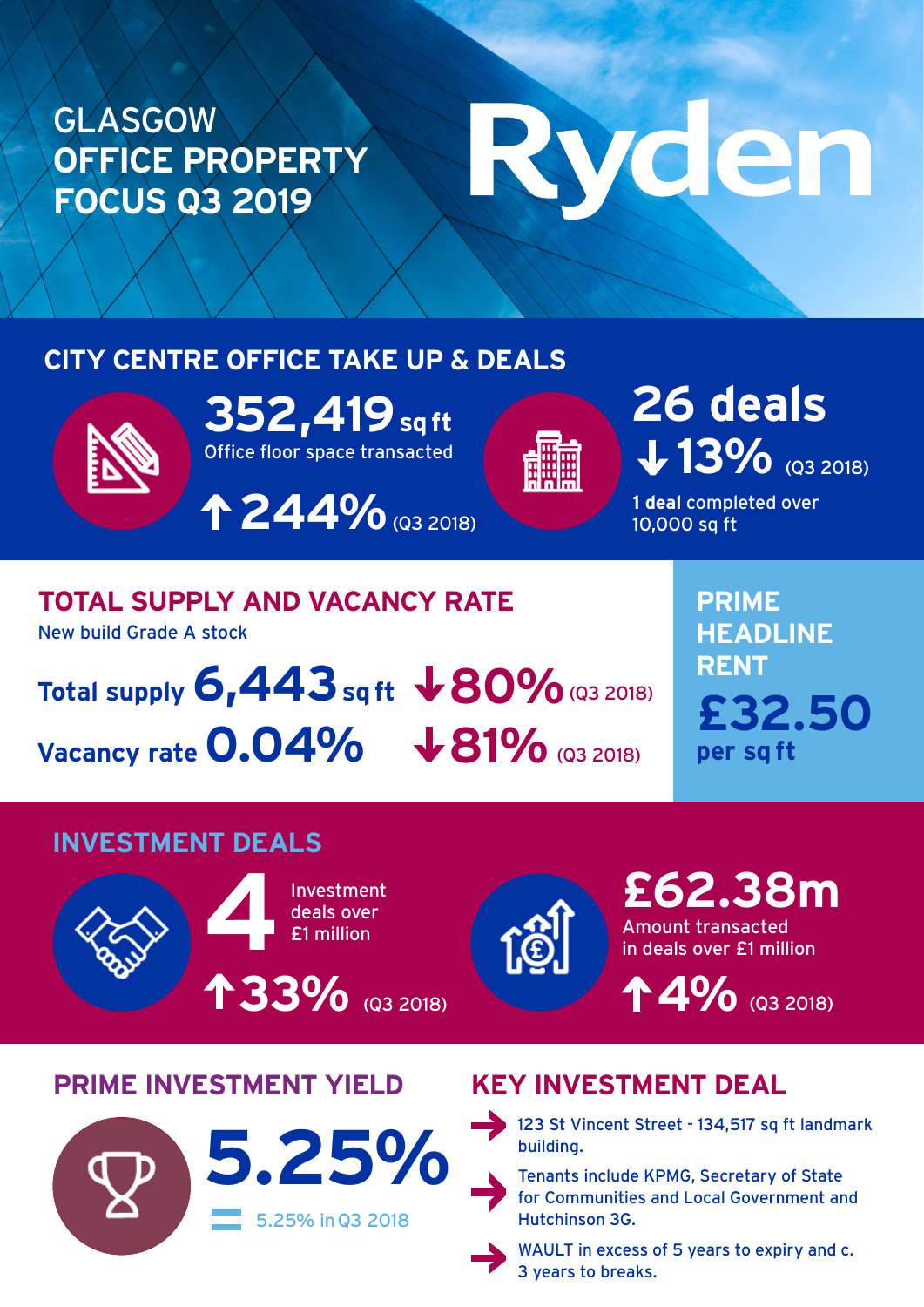# GLASGOW OFFICE PROPERTY FOCUS Q3 2019

Ryden

## CITY CENTRE OFFICE TAKE UP & DEALS

**352,419 sq ft**
Office floor space transacted

↑244% (Q3 2018)

**26 deals**
↓13% (Q3 2018)

**1 deal** completed over 10,000 sq ft

## TOTAL SUPPLY AND VACANCY RATE

New build Grade A stock

**Total supply 6,443 sq ft** ↓80% (Q3 2018)

**Vacancy rate 0.04%** ↓81% (Q3 2018)

## PRIME HEADLINE RENT

**£32.50**
per sq ft

## INVESTMENT DEALS

**4** Investment deals over £1 million

↑33% (Q3 2018)

**£62.38m**
Amount transacted in deals over £1 million

↑4% (Q3 2018)

## PRIME INVESTMENT YIELD

**5.25%**

= 5.25% in Q3 2018

## KEY INVESTMENT DEAL

- 123 St Vincent Street - 134,517 sq ft landmark building.
- Tenants include KPMG, Secretary of State for Communities and Local Government and Hutchinson 3G.
- WAULT in excess of 5 years to expiry and c. 3 years to breaks.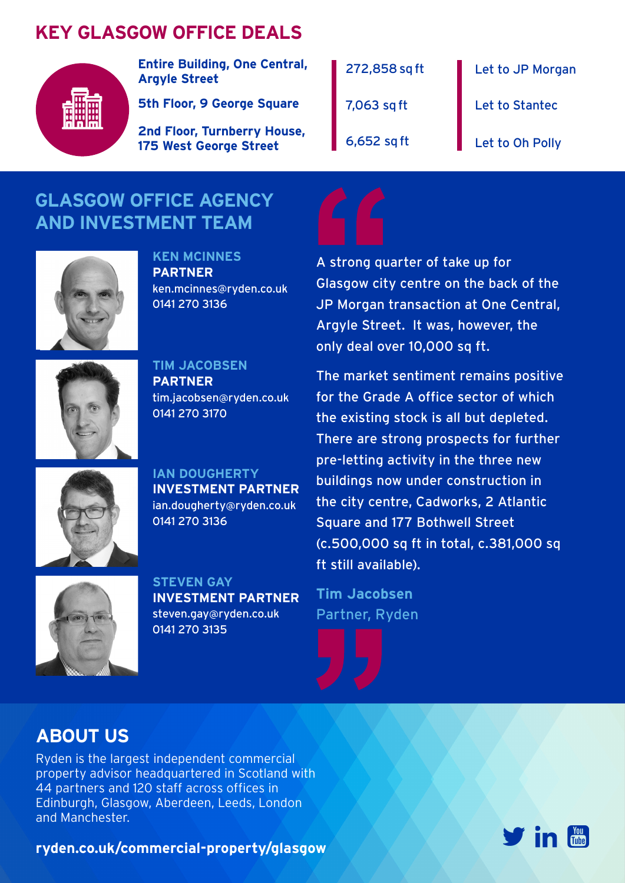## KEY GLASGOW OFFICE DEALS

| | | |
|---|---|---|
| **Entire Building, One Central, Argyle Street** | 272,858 sq ft | Let to JP Morgan |
| **5th Floor, 9 George Square** | 7,063 sq ft | Let to Stantec |
| **2nd Floor, Turnberry House, 175 West George Street** | 6,652 sq ft | Let to Oh Polly |

## GLASGOW OFFICE AGENCY AND INVESTMENT TEAM

**KEN MCINNES**
**PARTNER**
ken.mcinnes@ryden.co.uk
0141 270 3136

**TIM JACOBSEN**
**PARTNER**
tim.jacobsen@ryden.co.uk
0141 270 3170

**IAN DOUGHERTY**
**INVESTMENT PARTNER**
ian.dougherty@ryden.co.uk
0141 270 3136

**STEVEN GAY**
**INVESTMENT PARTNER**
steven.gay@ryden.co.uk
0141 270 3135

"A strong quarter of take up for Glasgow city centre on the back of the JP Morgan transaction at One Central, Argyle Street. It was, however, the only deal over 10,000 sq ft.

The market sentiment remains positive for the Grade A office sector of which the existing stock is all but depleted. There are strong prospects for further pre-letting activity in the three new buildings now under construction in the city centre, Cadworks, 2 Atlantic Square and 177 Bothwell Street (c.500,000 sq ft in total, c.381,000 sq ft still available)."

**Tim Jacobsen**
Partner, Ryden

## ABOUT US

Ryden is the largest independent commercial property advisor headquartered in Scotland with 44 partners and 120 staff across offices in Edinburgh, Glasgow, Aberdeen, Leeds, London and Manchester.

**ryden.co.uk/commercial-property/glasgow**